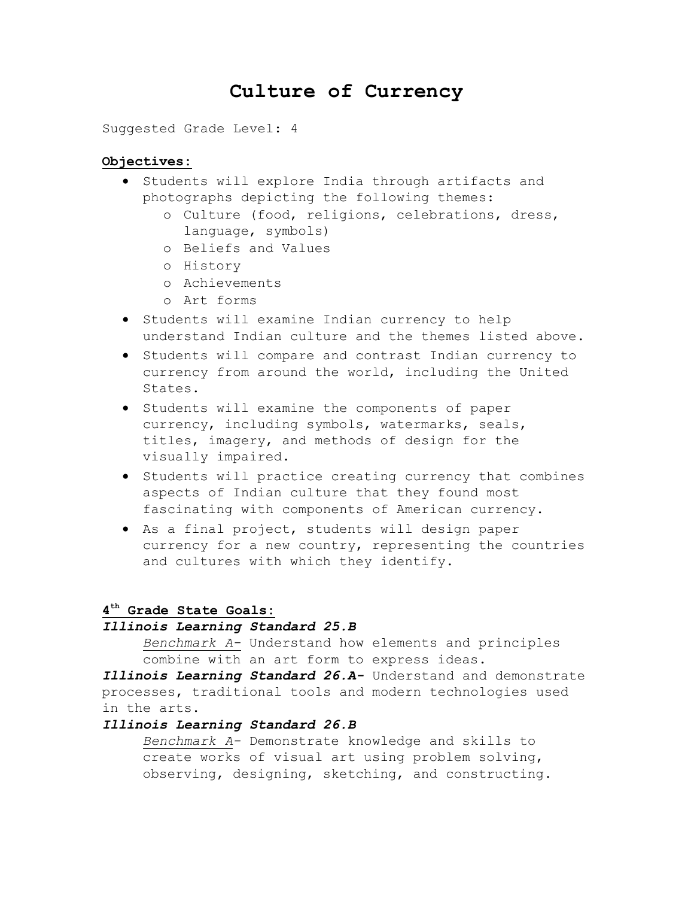# Culture of Currency

Suggested Grade Level: 4

**Objectives:**

- Students will explore India through artifacts and photographs depicting the following themes:
  - Culture (food, religions, celebrations, dress, language, symbols)
  - Beliefs and Values
  - History
  - Achievements
  - Art forms
- Students will examine Indian currency to help understand Indian culture and the themes listed above.
- Students will compare and contrast Indian currency to currency from around the world, including the United States.
- Students will examine the components of paper currency, including symbols, watermarks, seals, titles, imagery, and methods of design for the visually impaired.
- Students will practice creating currency that combines aspects of Indian culture that they found most fascinating with components of American currency.
- As a final project, students will design paper currency for a new country, representing the countries and cultures with which they identify.

**4th Grade State Goals:**

***Illinois Learning Standard 25.B***

*Benchmark A*- Understand how elements and principles combine with an art form to express ideas.

***Illinois Learning Standard 26.A-*** Understand and demonstrate processes, traditional tools and modern technologies used in the arts.

***Illinois Learning Standard 26.B***

*Benchmark A*- Demonstrate knowledge and skills to create works of visual art using problem solving, observing, designing, sketching, and constructing.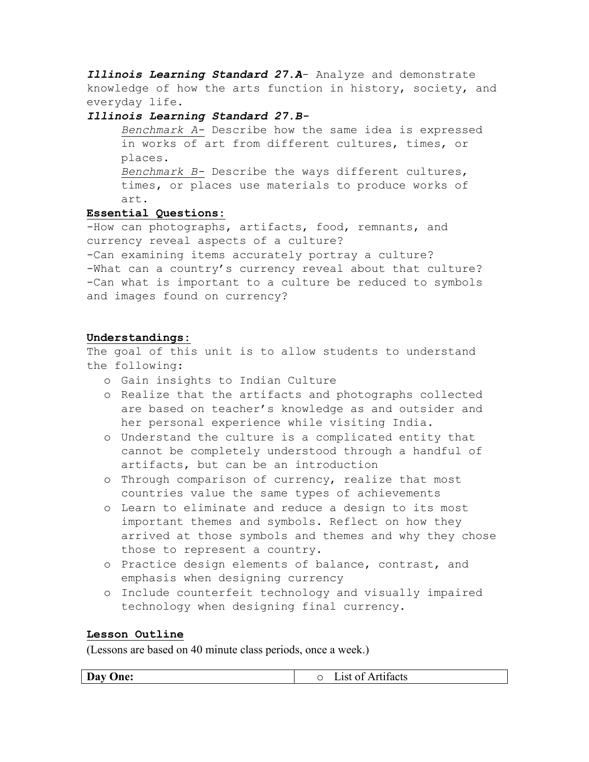***Illinois Learning Standard 27.A***- Analyze and demonstrate knowledge of how the arts function in history, society, and everyday life.

***Illinois Learning Standard 27.B-***

*Benchmark A-* Describe how the same idea is expressed in works of art from different cultures, times, or places.

*Benchmark B-* Describe the ways different cultures, times, or places use materials to produce works of art.

**Essential Questions:**

-How can photographs, artifacts, food, remnants, and currency reveal aspects of a culture?
-Can examining items accurately portray a culture?
-What can a country's currency reveal about that culture?
-Can what is important to a culture be reduced to symbols and images found on currency?

**Understandings:**

The goal of this unit is to allow students to understand the following:

- Gain insights to Indian Culture
- Realize that the artifacts and photographs collected are based on teacher's knowledge as and outsider and her personal experience while visiting India.
- Understand the culture is a complicated entity that cannot be completely understood through a handful of artifacts, but can be an introduction
- Through comparison of currency, realize that most countries value the same types of achievements
- Learn to eliminate and reduce a design to its most important themes and symbols. Reflect on how they arrived at those symbols and themes and why they chose those to represent a country.
- Practice design elements of balance, contrast, and emphasis when designing currency
- Include counterfeit technology and visually impaired technology when designing final currency.

**Lesson Outline**

(Lessons are based on 40 minute class periods, once a week.)

| **Day One:** | o List of Artifacts |
| --- | --- |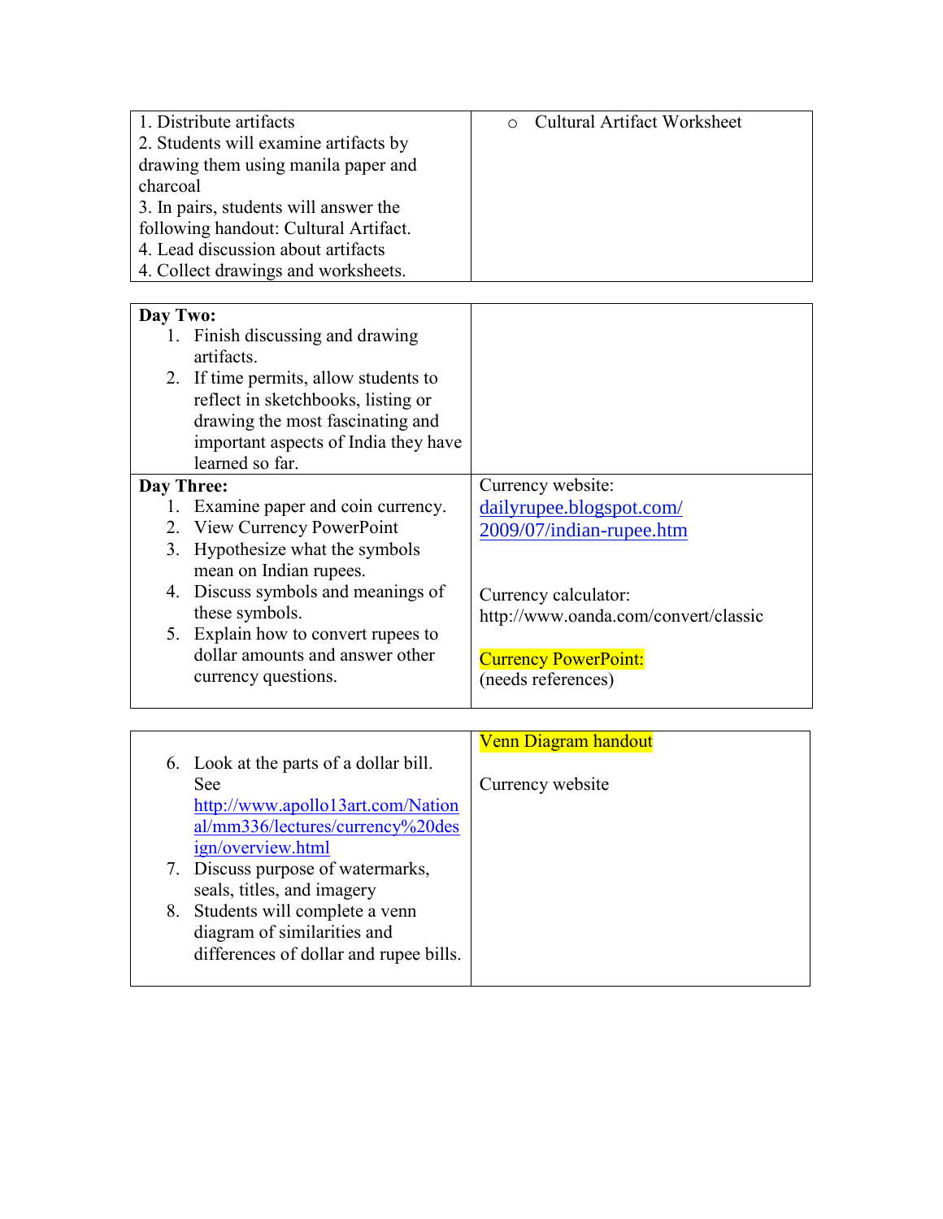| | |
|---|---|
| 1. Distribute artifacts<br>2. Students will examine artifacts by drawing them using manila paper and charcoal<br>3. In pairs, students will answer the following handout: Cultural Artifact.<br>4. Lead discussion about artifacts<br>4. Collect drawings and worksheets. | ○ Cultural Artifact Worksheet |

| | |
|---|---|
| **Day Two:**<br>1. Finish discussing and drawing artifacts.<br>2. If time permits, allow students to reflect in sketchbooks, listing or drawing the most fascinating and important aspects of India they have learned so far. | |
| **Day Three:**<br>1. Examine paper and coin currency.<br>2. View Currency PowerPoint<br>3. Hypothesize what the symbols mean on Indian rupees.<br>4. Discuss symbols and meanings of these symbols.<br>5. Explain how to convert rupees to dollar amounts and answer other currency questions. | Currency website:<br>dailyrupee.blogspot.com/2009/07/indian-rupee.htm<br><br>Currency calculator:<br>http://www.oanda.com/convert/classic<br><br>Currency PowerPoint:<br>(needs references) |

| | |
|---|---|
| 6. Look at the parts of a dollar bill. See http://www.apollo13art.com/National/mm336/lectures/currency%20design/overview.html<br>7. Discuss purpose of watermarks, seals, titles, and imagery<br>8. Students will complete a venn diagram of similarities and differences of dollar and rupee bills. | Venn Diagram handout<br><br>Currency website |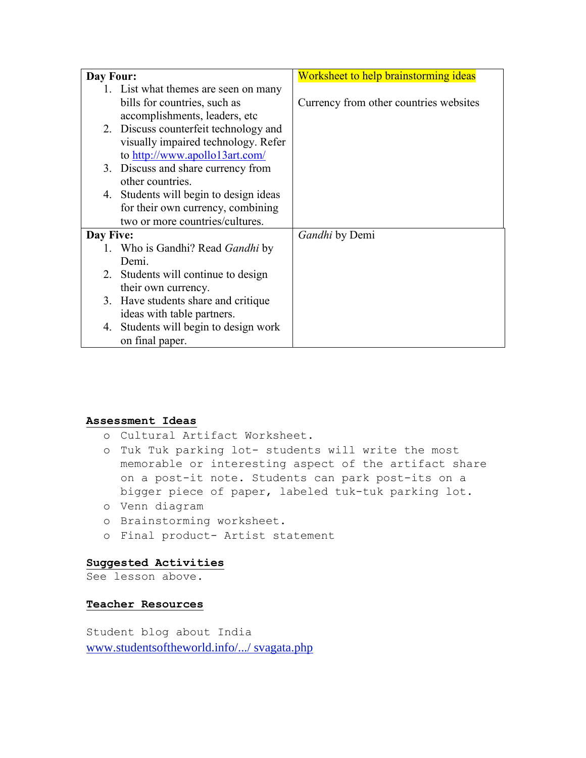| | |
|---|---|
| **Day Four:**<br>1. List what themes are seen on many bills for countries, such as accomplishments, leaders, etc<br>2. Discuss counterfeit technology and visually impaired technology. Refer to http://www.apollo13art.com/<br>3. Discuss and share currency from other countries.<br>4. Students will begin to design ideas for their own currency, combining two or more countries/cultures. | Worksheet to help brainstorming ideas<br><br>Currency from other countries websites |
| **Day Five:**<br>1. Who is Gandhi? Read *Gandhi* by Demi.<br>2. Students will continue to design their own currency.<br>3. Have students share and critique ideas with table partners.<br>4. Students will begin to design work on final paper. | *Gandhi* by Demi |

## Assessment Ideas

- Cultural Artifact Worksheet.
- Tuk Tuk parking lot- students will write the most memorable or interesting aspect of the artifact share on a post-it note. Students can park post-its on a bigger piece of paper, labeled tuk-tuk parking lot.
- Venn diagram
- Brainstorming worksheet.
- Final product- Artist statement

## Suggested Activities

See lesson above.

## Teacher Resources

Student blog about India
www.studentsoftheworld.info/.../ svagata.php